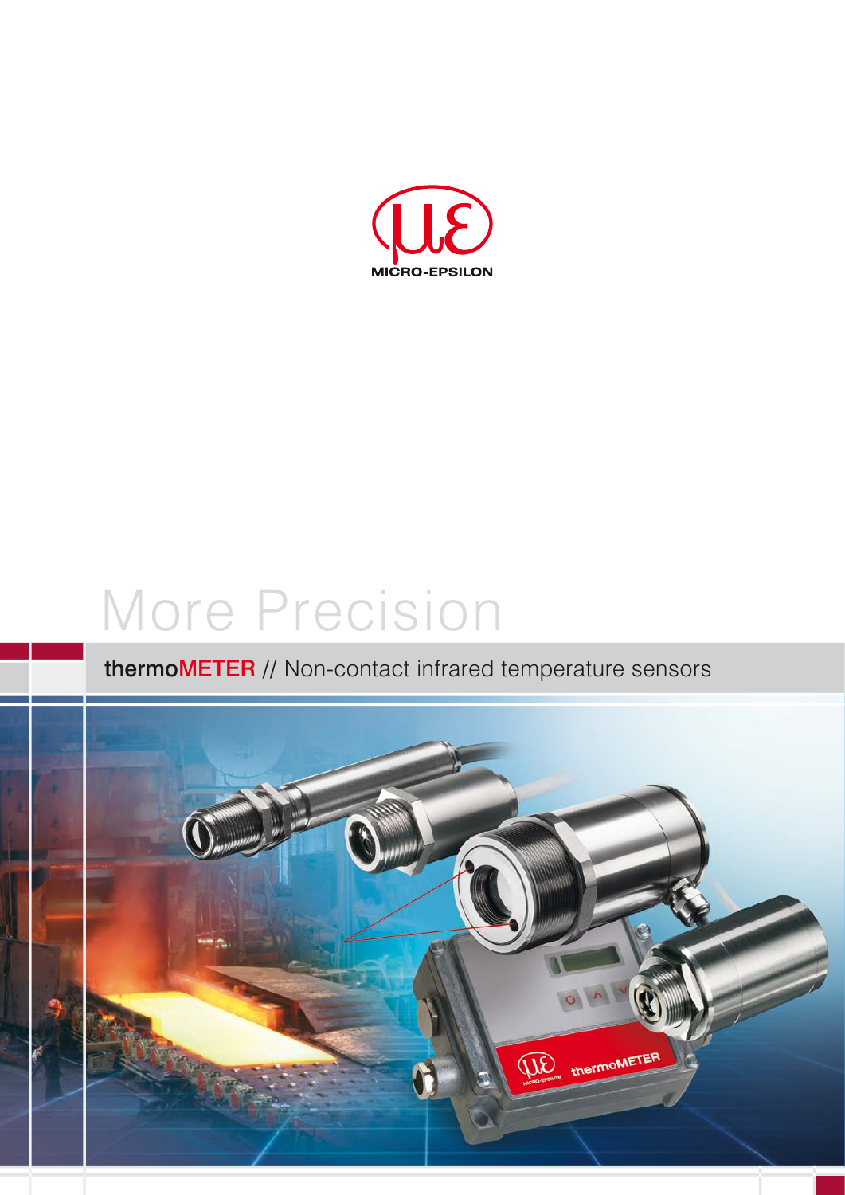MICRO-EPSILON

# More Precision

## thermoMETER // Non-contact infrared temperature sensors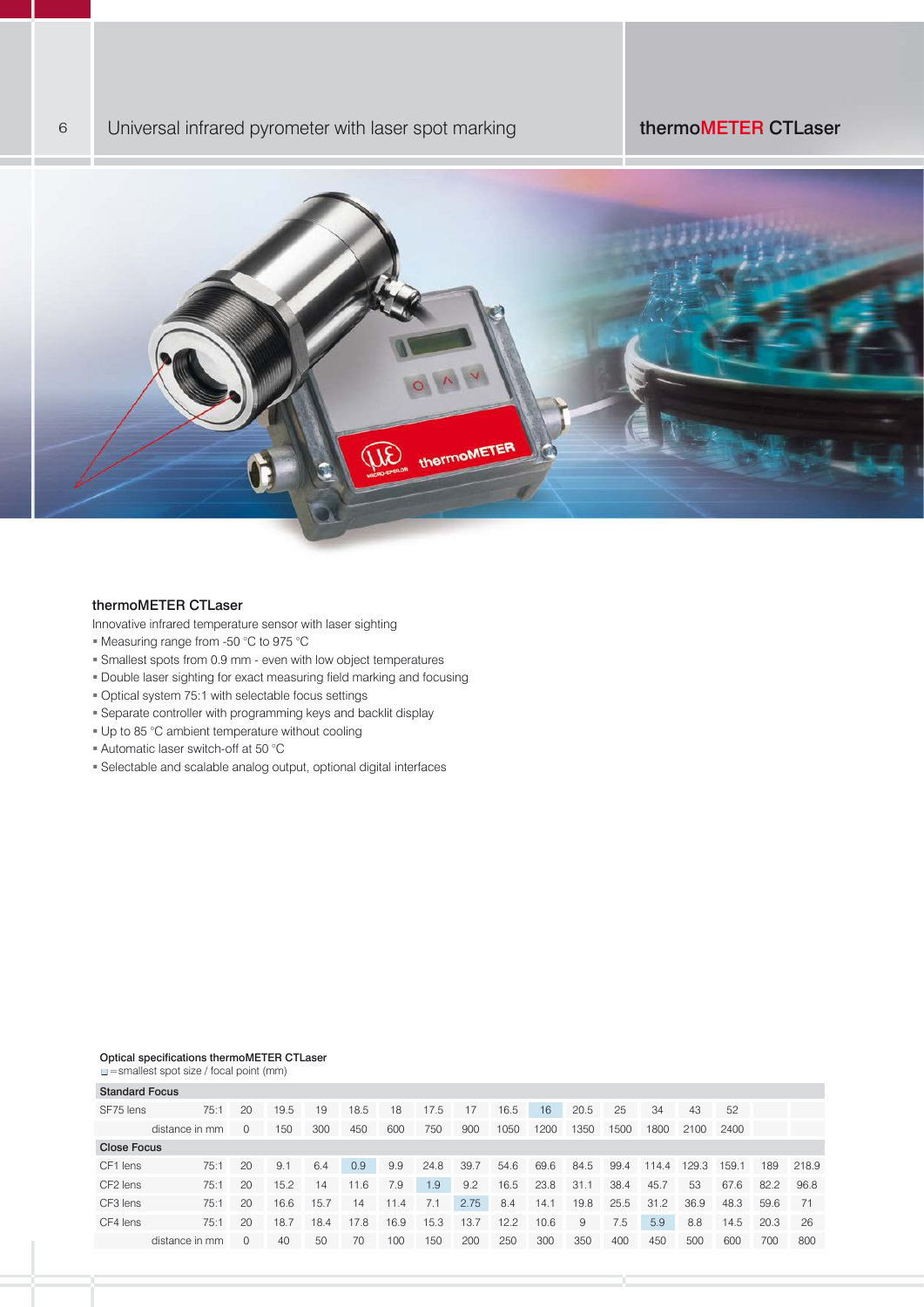# Universal infrared pyrometer with laser spot marking

## thermoMETER CTLaser

### thermoMETER CTLaser

Innovative infrared temperature sensor with laser sighting

- Measuring range from -50 °C to 975 °C
- Smallest spots from 0.9 mm - even with low object temperatures
- Double laser sighting for exact measuring field marking and focusing
- Optical system 75:1 with selectable focus settings
- Separate controller with programming keys and backlit display
- Up to 85 °C ambient temperature without cooling
- Automatic laser switch-off at 50 °C
- Selectable and scalable analog output, optional digital interfaces

**Optical specifications thermoMETER CTLaser**

▪ = smallest spot size / focal point (mm)

| Standard Focus | | | | | | | | | | | | | | | | | |
|---|---|---|---|---|---|---|---|---|---|---|---|---|---|---|---|---|---|
| SF75 lens | 75:1 | 20 | 19.5 | 19 | 18.5 | 18 | 17.5 | 17 | 16.5 | **16** | 20.5 | 25 | 34 | 43 | 52 | | |
| distance in mm | | 0 | 150 | 300 | 450 | 600 | 750 | 900 | 1050 | 1200 | 1350 | 1500 | 1800 | 2100 | 2400 | | |
| **Close Focus** | | | | | | | | | | | | | | | | | |
| CF1 lens | 75:1 | 20 | 9.1 | 6.4 | **0.9** | 9.9 | 24.8 | 39.7 | 54.6 | 69.6 | 84.5 | 99.4 | 114.4 | 129.3 | 159.1 | 189 | 218.9 |
| CF2 lens | 75:1 | 20 | 15.2 | 14 | 11.6 | 7.9 | **1.9** | 9.2 | 16.5 | 23.8 | 31.1 | 38.4 | 45.7 | 53 | 67.6 | 82.2 | 96.8 |
| CF3 lens | 75:1 | 20 | 16.6 | 15.7 | 14 | 11.4 | 7.1 | **2.75** | 8.4 | 14.1 | 19.8 | 25.5 | 31.2 | 36.9 | 48.3 | 59.6 | 71 |
| CF4 lens | 75:1 | 20 | 18.7 | 18.4 | 17.8 | 16.9 | 15.3 | 13.7 | 12.2 | 10.6 | 9 | 7.5 | **5.9** | 8.8 | 14.5 | 20.3 | 26 |
| distance in mm | | 0 | 40 | 50 | 70 | 100 | 150 | 200 | 250 | 300 | 350 | 400 | 450 | 500 | 600 | 700 | 800 |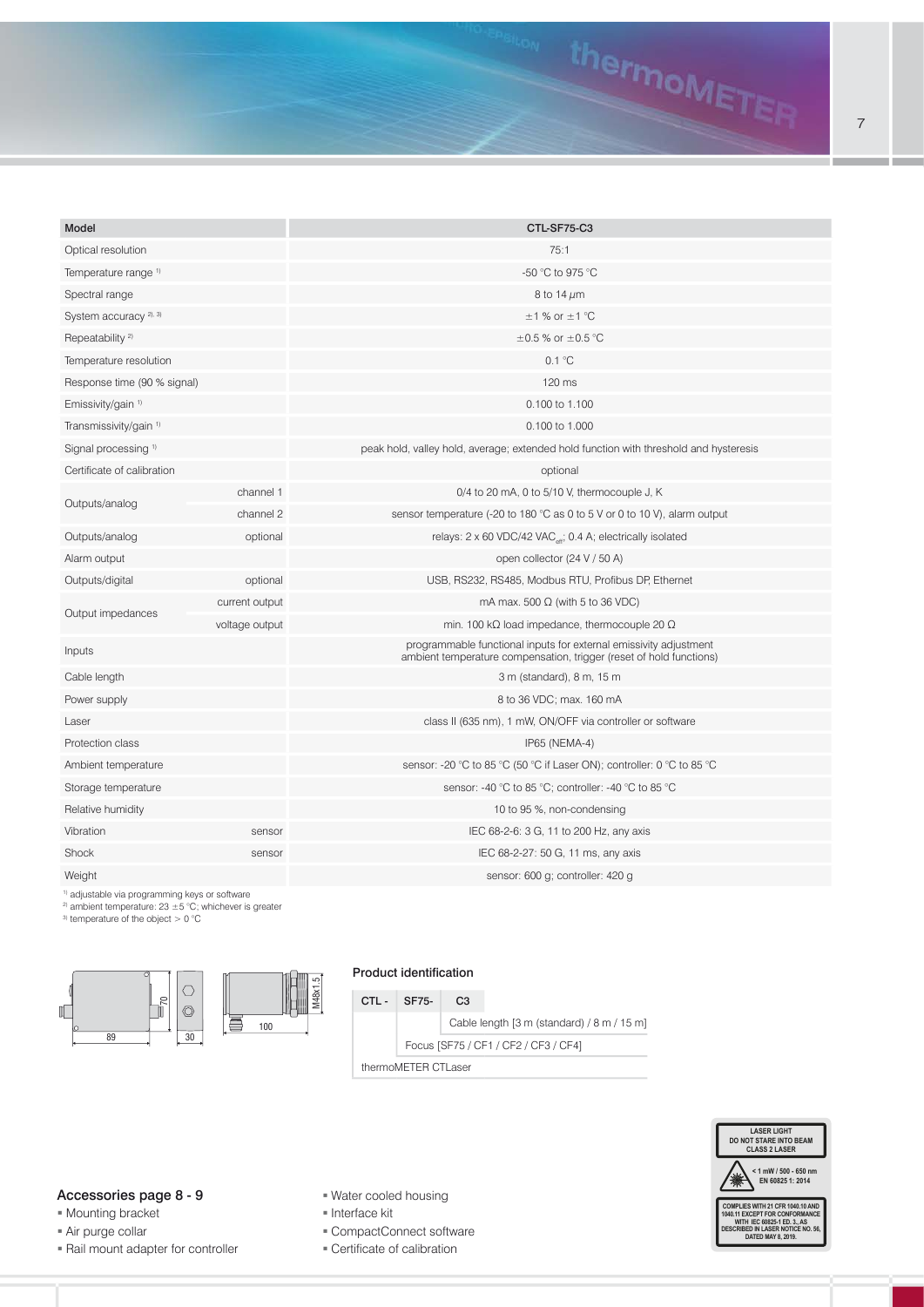| Model | | CTL-SF75-C3 |
|---|---|---|
| Optical resolution | | 75:1 |
| Temperature range [1] | | -50 °C to 975 °C |
| Spectral range | | 8 to 14 μm |
| System accuracy [2, 3] | | ±1 % or ±1 °C |
| Repeatability [2] | | ±0.5 % or ±0.5 °C |
| Temperature resolution | | 0.1 °C |
| Response time (90 % signal) | | 120 ms |
| Emissivity/gain [1] | | 0.100 to 1.100 |
| Transmissivity/gain [1] | | 0.100 to 1.000 |
| Signal processing [1] | | peak hold, valley hold, average; extended hold function with threshold and hysteresis |
| Certificate of calibration | | optional |
| Outputs/analog | channel 1 | 0/4 to 20 mA, 0 to 5/10 V, thermocouple J, K |
| | channel 2 | sensor temperature (-20 to 180 °C as 0 to 5 V or 0 to 10 V), alarm output |
| Outputs/analog | optional | relays: 2 x 60 VDC/42 $VAC_{eff}$; 0.4 A; electrically isolated |
| Alarm output | | open collector (24 V / 50 A) |
| Outputs/digital | optional | USB, RS232, RS485, Modbus RTU, Profibus DP, Ethernet |
| Output impedances | current output | mA max. 500 Ω (with 5 to 36 VDC) |
| | voltage output | min. 100 kΩ load impedance, thermocouple 20 Ω |
| Inputs | | programmable functional inputs for external emissivity adjustment ambient temperature compensation, trigger (reset of hold functions) |
| Cable length | | 3 m (standard), 8 m, 15 m |
| Power supply | | 8 to 36 VDC; max. 160 mA |
| Laser | | class II (635 nm), 1 mW, ON/OFF via controller or software |
| Protection class | | IP65 (NEMA-4) |
| Ambient temperature | | sensor: -20 °C to 85 °C (50 °C if Laser ON); controller: 0 °C to 85 °C |
| Storage temperature | | sensor: -40 °C to 85 °C; controller: -40 °C to 85 °C |
| Relative humidity | | 10 to 95 %, non-condensing |
| Vibration | sensor | IEC 68-2-6: 3 G, 11 to 200 Hz, any axis |
| Shock | sensor | IEC 68-2-27: 50 G, 11 ms, any axis |
| Weight | | sensor: 600 g; controller: 420 g |

[1] adjustable via programming keys or software
[2] ambient temperature: 23 ±5 °C; whichever is greater
[3] temperature of the object > 0 °C

89 | 30 | 70 | 100 | M48x1.5

### Product identification

| CTL - | SF75- | C3 |
|---|---|---|
| | | Cable length [3 m (standard) / 8 m / 15 m] |
| | Focus [SF75 / CF1 / CF2 / CF3 / CF4] | |
| thermoMETER CTLaser | | |

LASER LIGHT
DO NOT STARE INTO BEAM
CLASS 2 LASER
< 1 mW / 500 - 650 nm
EN 60825 1: 2014
COMPLIES WITH 21 CFR 1040.10 AND 1040.11 EXCEPT FOR CONFORMANCE WITH IEC 60825-1 ED. 3., AS DESCRIBED IN LASER NOTICE NO. 56, DATED MAY 8, 2019.

### Accessories page 8 - 9

- Mounting bracket
- Air purge collar
- Rail mount adapter for controller
- Water cooled housing
- Interface kit
- CompactConnect software
- Certificate of calibration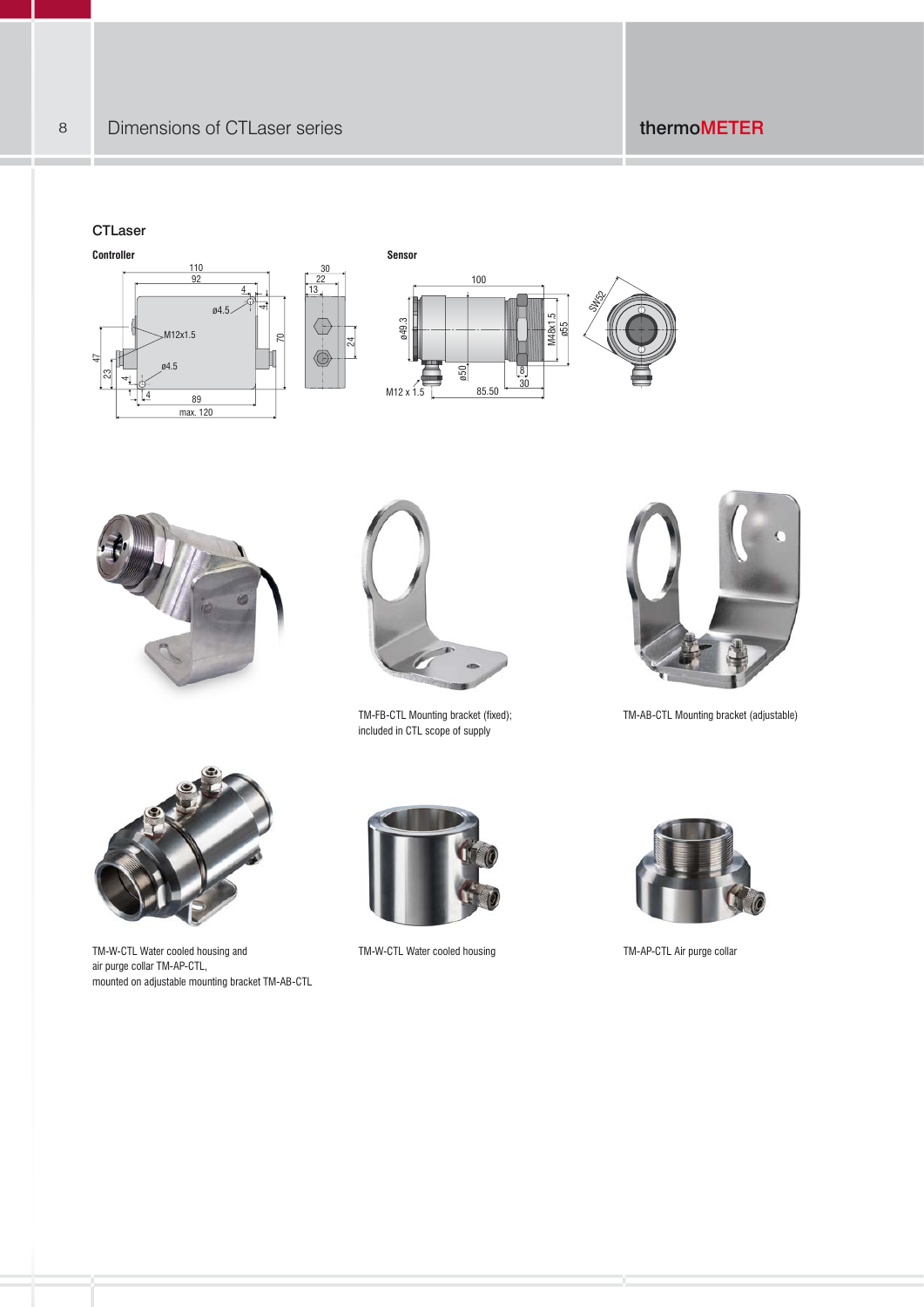## CTLaser

**Controller**

**Sensor**

TM-FB-CTL Mounting bracket (fixed); included in CTL scope of supply

TM-AB-CTL Mounting bracket (adjustable)

TM-W-CTL Water cooled housing and air purge collar TM-AP-CTL, mounted on adjustable mounting bracket TM-AB-CTL

TM-W-CTL Water cooled housing

TM-AP-CTL Air purge collar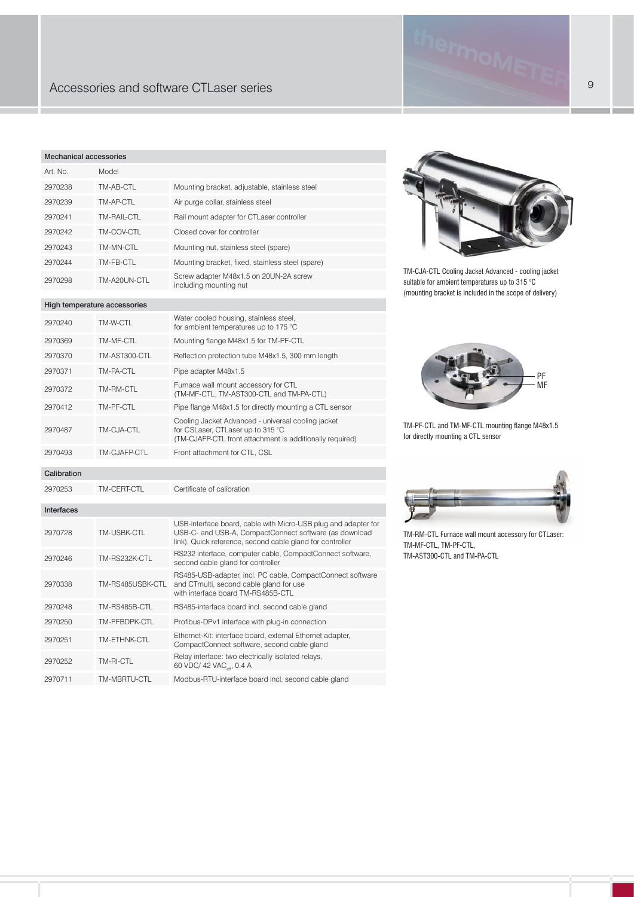## Accessories and software CTLaser series

| Mechanical accessories | | |
|---|---|---|
| Art. No. | Model | |
| 2970238 | TM-AB-CTL | Mounting bracket, adjustable, stainless steel |
| 2970239 | TM-AP-CTL | Air purge collar, stainless steel |
| 2970241 | TM-RAIL-CTL | Rail mount adapter for CTLaser controller |
| 2970242 | TM-COV-CTL | Closed cover for controller |
| 2970243 | TM-MN-CTL | Mounting nut, stainless steel (spare) |
| 2970244 | TM-FB-CTL | Mounting bracket, fixed, stainless steel (spare) |
| 2970298 | TM-A20UN-CTL | Screw adapter M48x1.5 on 20UN-2A screw including mounting nut |
| **High temperature accessories** | | |
| 2970240 | TM-W-CTL | Water cooled housing, stainless steel, for ambient temperatures up to 175 °C |
| 2970369 | TM-MF-CTL | Mounting flange M48x1.5 for TM-PF-CTL |
| 2970370 | TM-AST300-CTL | Reflection protection tube M48x1.5, 300 mm length |
| 2970371 | TM-PA-CTL | Pipe adapter M48x1.5 |
| 2970372 | TM-RM-CTL | Furnace wall mount accessory for CTL (TM-MF-CTL, TM-AST300-CTL and TM-PA-CTL) |
| 2970412 | TM-PF-CTL | Pipe flange M48x1.5 for directly mounting a CTL sensor |
| 2970487 | TM-CJA-CTL | Cooling Jacket Advanced - universal cooling jacket for CSLaser, CTLaser up to 315 °C (TM-CJAFP-CTL front attachment is additionally required) |
| 2970493 | TM-CJAFP-CTL | Front attachment for CTL, CSL |
| **Calibration** | | |
| 2970253 | TM-CERT-CTL | Certificate of calibration |
| **Interfaces** | | |
| 2970728 | TM-USBK-CTL | USB-interface board, cable with Micro-USB plug and adapter for USB-C- and USB-A, CompactConnect software (as download link), Quick reference, second cable gland for controller |
| 2970246 | TM-RS232K-CTL | RS232 interface, computer cable, CompactConnect software, second cable gland for controller |
| 2970338 | TM-RS485USBK-CTL | RS485-USB-adapter, incl. PC cable, CompactConnect software and CTmulti, second cable gland for use with interface board TM-RS485B-CTL |
| 2970248 | TM-RS485B-CTL | RS485-interface board incl. second cable gland |
| 2970250 | TM-PFBDPK-CTL | Profibus-DPv1 interface with plug-in connection |
| 2970251 | TM-ETHNK-CTL | Ethernet-Kit: interface board, external Ethernet adapter, CompactConnect software, second cable gland |
| 2970252 | TM-RI-CTL | Relay interface: two electrically isolated relays, 60 VDC/ 42 $VAC_{eff}$, 0.4 A |
| 2970711 | TM-MBRTU-CTL | Modbus-RTU-interface board incl. second cable gland |

TM-CJA-CTL Cooling Jacket Advanced - cooling jacket suitable for ambient temperatures up to 315 °C (mounting bracket is included in the scope of delivery)

PF
MF

TM-PF-CTL and TM-MF-CTL mounting flange M48x1.5 for directly mounting a CTL sensor

TM-RM-CTL Furnace wall mount accessory for CTLaser: TM-MF-CTL, TM-PF-CTL, TM-AST300-CTL and TM-PA-CTL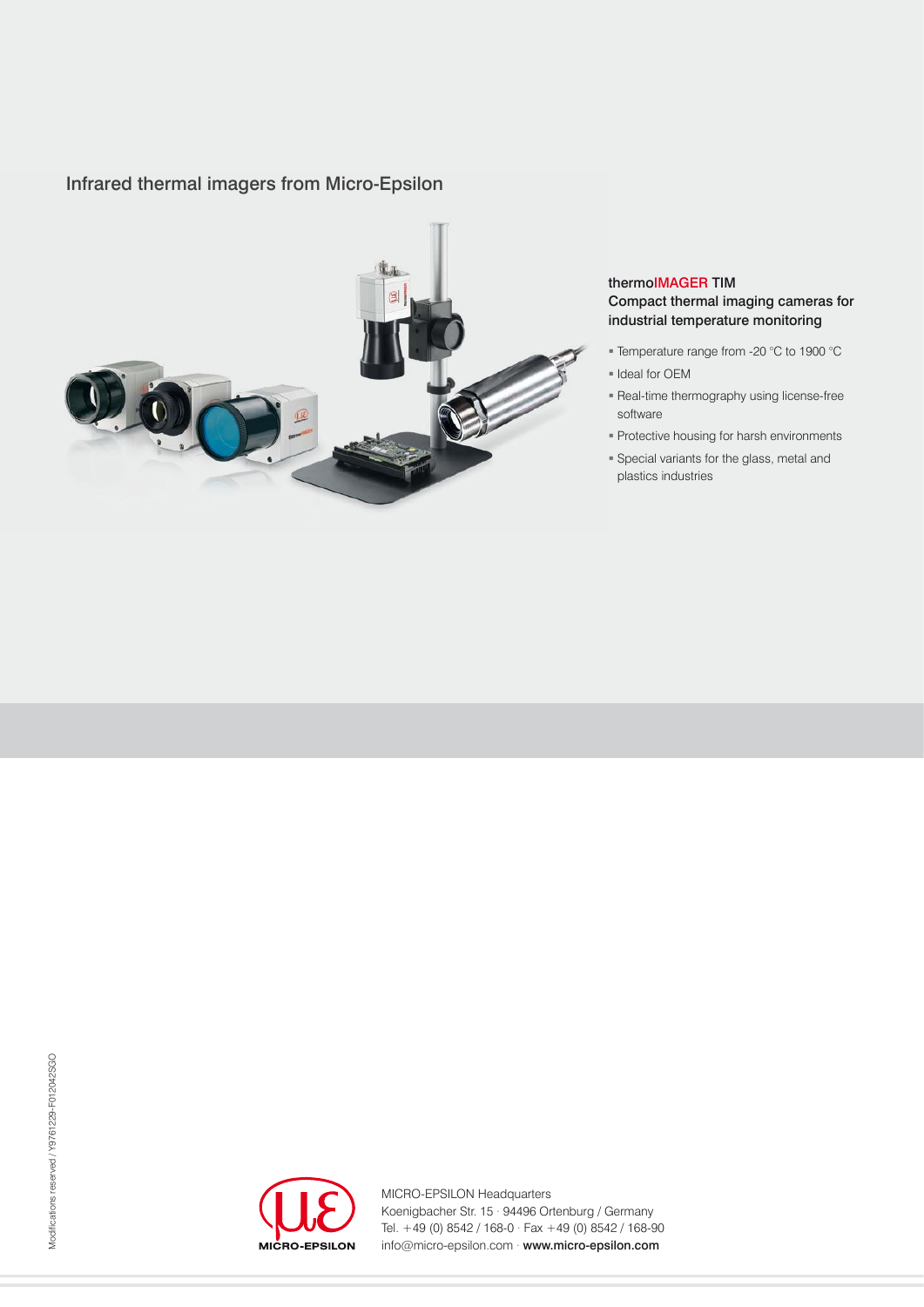## Infrared thermal imagers from Micro-Epsilon

### thermoIMAGER TIM
Compact thermal imaging cameras for industrial temperature monitoring

- Temperature range from -20 °C to 1900 °C
- Ideal for OEM
- Real-time thermography using license-free software
- Protective housing for harsh environments
- Special variants for the glass, metal and plastics industries

Modifications reserved / Y9761229-F012042SGO

MICRO-EPSILON Headquarters
Koenigbacher Str. 15 · 94496 Ortenburg / Germany
Tel. +49 (0) 8542 / 168-0 · Fax +49 (0) 8542 / 168-90
info@micro-epsilon.com · **www.micro-epsilon.com**